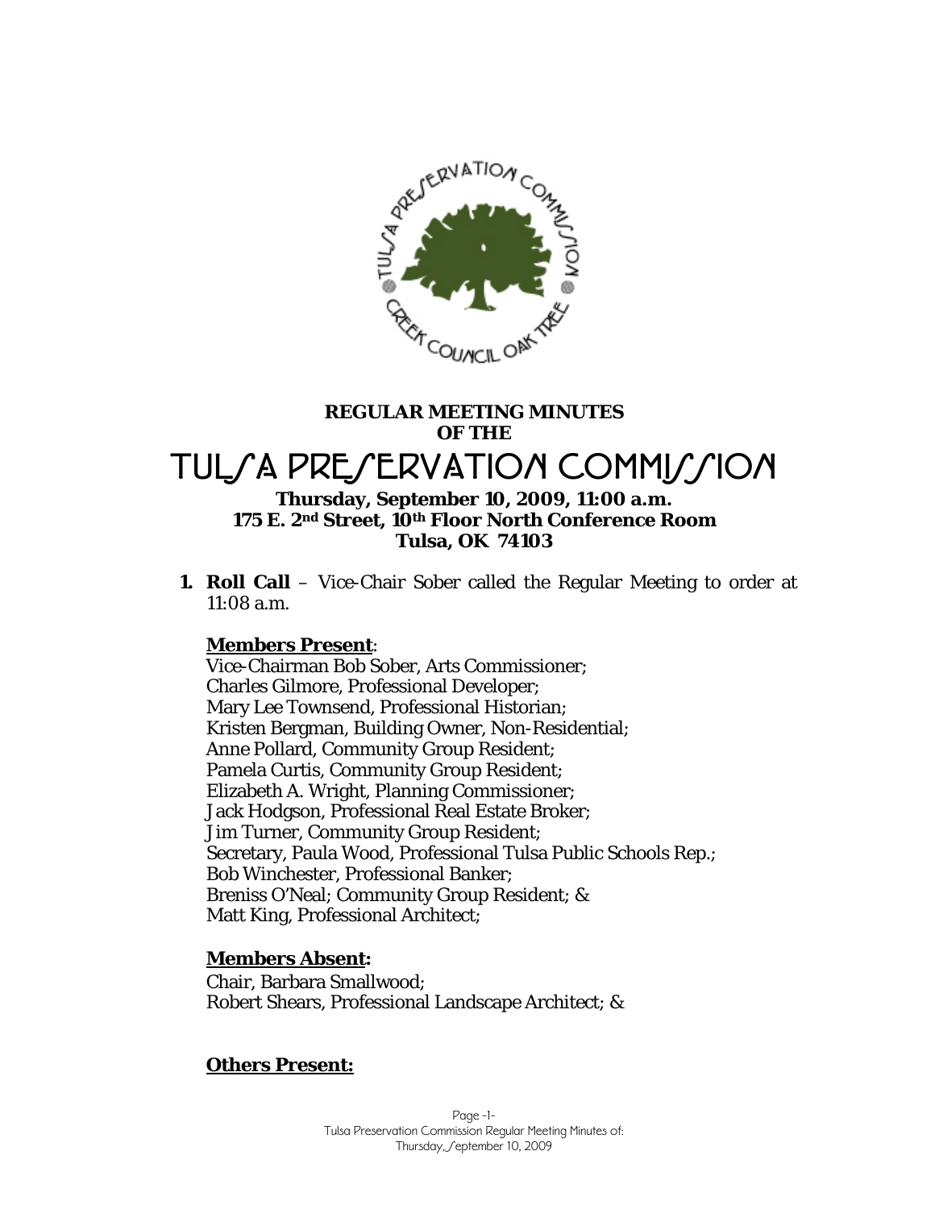**REGULAR MEETING MINUTES OF THE**

# TULSA PRESERVATION COMMISSION

**Thursday, September 10, 2009, 11:00 a.m.**
**175 E. 2nd Street, 10th Floor North Conference Room**
**Tulsa, OK 74103**

1. **Roll Call** – Vice-Chair Sober called the Regular Meeting to order at 11:08 a.m.

   **Members Present**:
   Vice-Chairman Bob Sober, Arts Commissioner;
   Charles Gilmore, Professional Developer;
   Mary Lee Townsend, Professional Historian;
   Kristen Bergman, Building Owner, Non-Residential;
   Anne Pollard, Community Group Resident;
   Pamela Curtis, Community Group Resident;
   Elizabeth A. Wright, Planning Commissioner;
   Jack Hodgson, Professional Real Estate Broker;
   Jim Turner, Community Group Resident;
   Secretary, Paula Wood, Professional Tulsa Public Schools Rep.;
   Bob Winchester, Professional Banker;
   Breniss O'Neal; Community Group Resident; &
   Matt King, Professional Architect;

   **Members Absent:**
   Chair, Barbara Smallwood;
   Robert Shears, Professional Landscape Architect; &

   **Others Present:**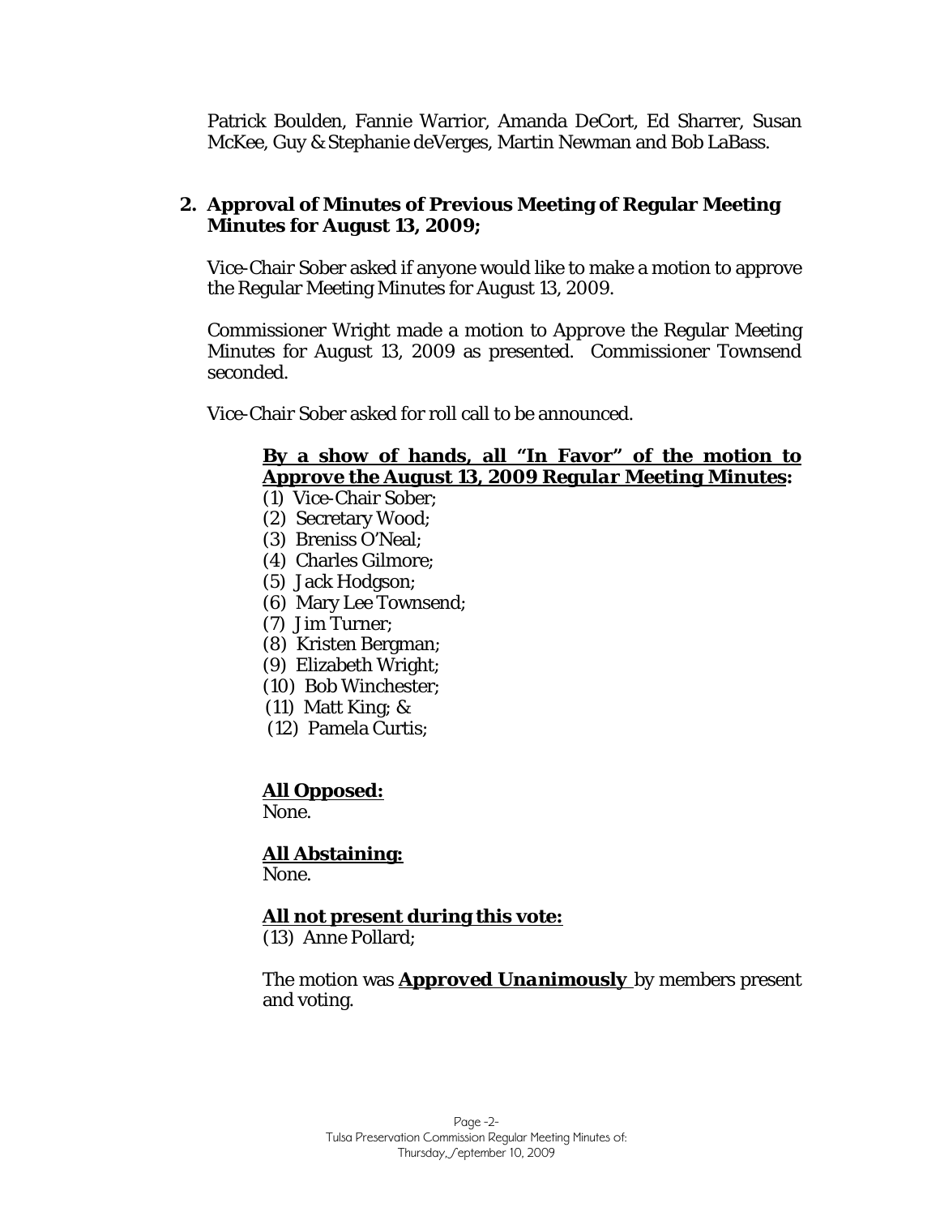Patrick Boulden, Fannie Warrior, Amanda DeCort, Ed Sharrer, Susan McKee, Guy & Stephanie deVerges, Martin Newman and Bob LaBass.

**2. Approval of Minutes of Previous Meeting of Regular Meeting Minutes for August 13, 2009;**

Vice-Chair Sober asked if anyone would like to make a motion to approve the Regular Meeting Minutes for August 13, 2009.

Commissioner Wright made a motion to Approve the Regular Meeting Minutes for August 13, 2009 as presented. Commissioner Townsend seconded.

Vice-Chair Sober asked for roll call to be announced.

**By a show of hands, all "In Favor" of the motion to *Approve the August 13, 2009 Regular Meeting Minutes*:**

(1) Vice-Chair Sober;
(2) Secretary Wood;
(3) Breniss O'Neal;
(4) Charles Gilmore;
(5) Jack Hodgson;
(6) Mary Lee Townsend;
(7) Jim Turner;
(8) Kristen Bergman;
(9) Elizabeth Wright;
(10) Bob Winchester;
(11) Matt King; &
(12) Pamela Curtis;

**All Opposed:**
None.

**All Abstaining:**
None.

**All not present during this vote:**
(13) Anne Pollard;

The motion was ***Approved Unanimously*** by members present and voting.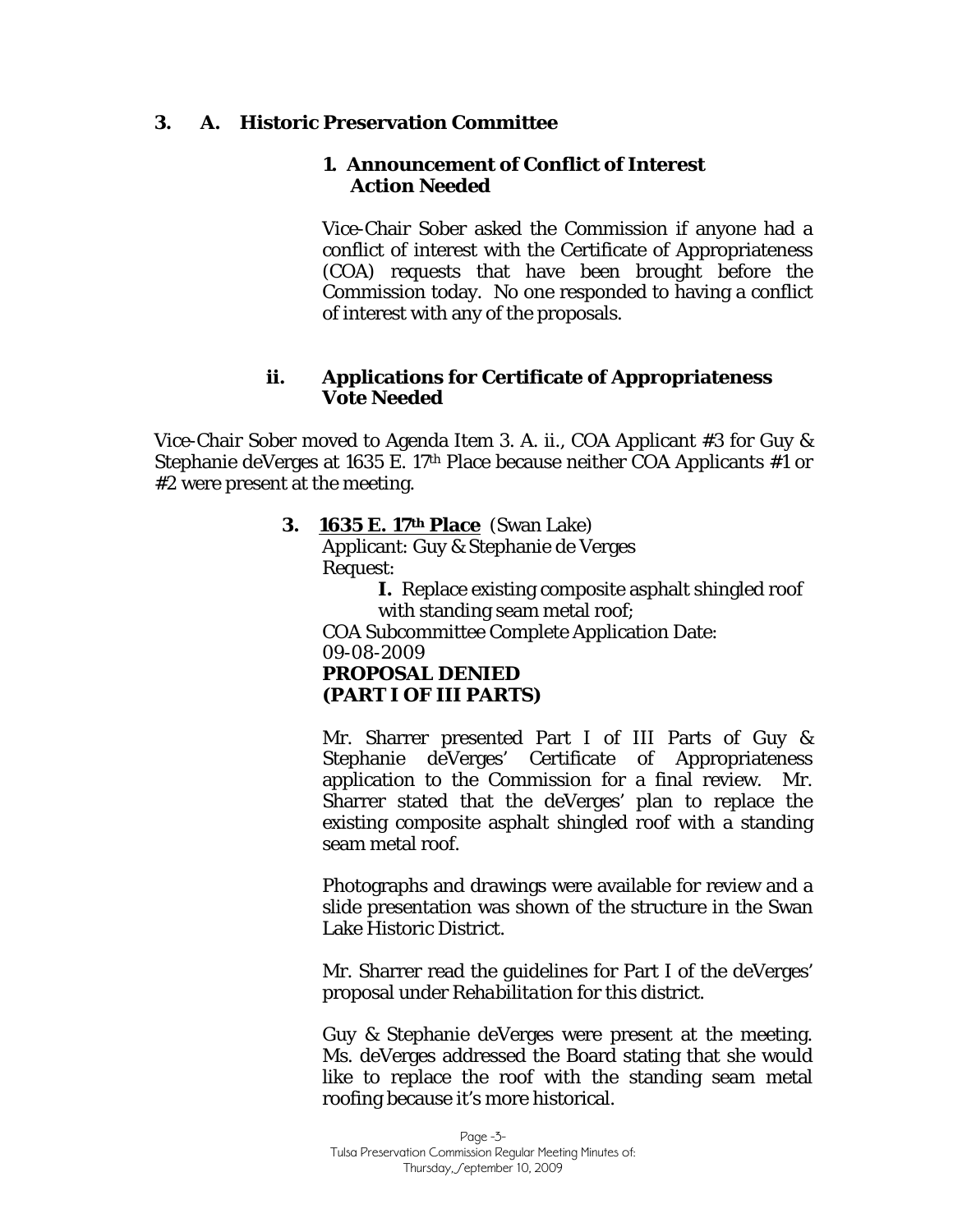**3. A. Historic Preservation Committee**

**1. Announcement of Conflict of Interest Action Needed**

Vice-Chair Sober asked the Commission if anyone had a conflict of interest with the Certificate of Appropriateness (COA) requests that have been brought before the Commission today. No one responded to having a conflict of interest with any of the proposals.

**ii. Applications for Certificate of Appropriateness Vote Needed**

Vice-Chair Sober moved to Agenda Item 3. A. ii., COA Applicant #3 for Guy & Stephanie deVerges at 1635 E. 17th Place because neither COA Applicants #1 or #2 were present at the meeting.

**3. <u>1635 E. 17th Place</u>** (Swan Lake)
Applicant: Guy & Stephanie de Verges
Request:

**I.** Replace existing composite asphalt shingled roof with standing seam metal roof;

COA Subcommittee Complete Application Date: 09-08-2009
**PROPOSAL DENIED**
**(PART I OF III PARTS)**

Mr. Sharrer presented Part I of III Parts of Guy & Stephanie deVerges' Certificate of Appropriateness application to the Commission for a final review. Mr. Sharrer stated that the deVerges' plan to replace the existing composite asphalt shingled roof with a standing seam metal roof.

Photographs and drawings were available for review and a slide presentation was shown of the structure in the Swan Lake Historic District.

Mr. Sharrer read the guidelines for Part I of the deVerges' proposal under *Rehabilitation* for this district.

Guy & Stephanie deVerges were present at the meeting. Ms. deVerges addressed the Board stating that she would like to replace the roof with the standing seam metal roofing because it's more historical.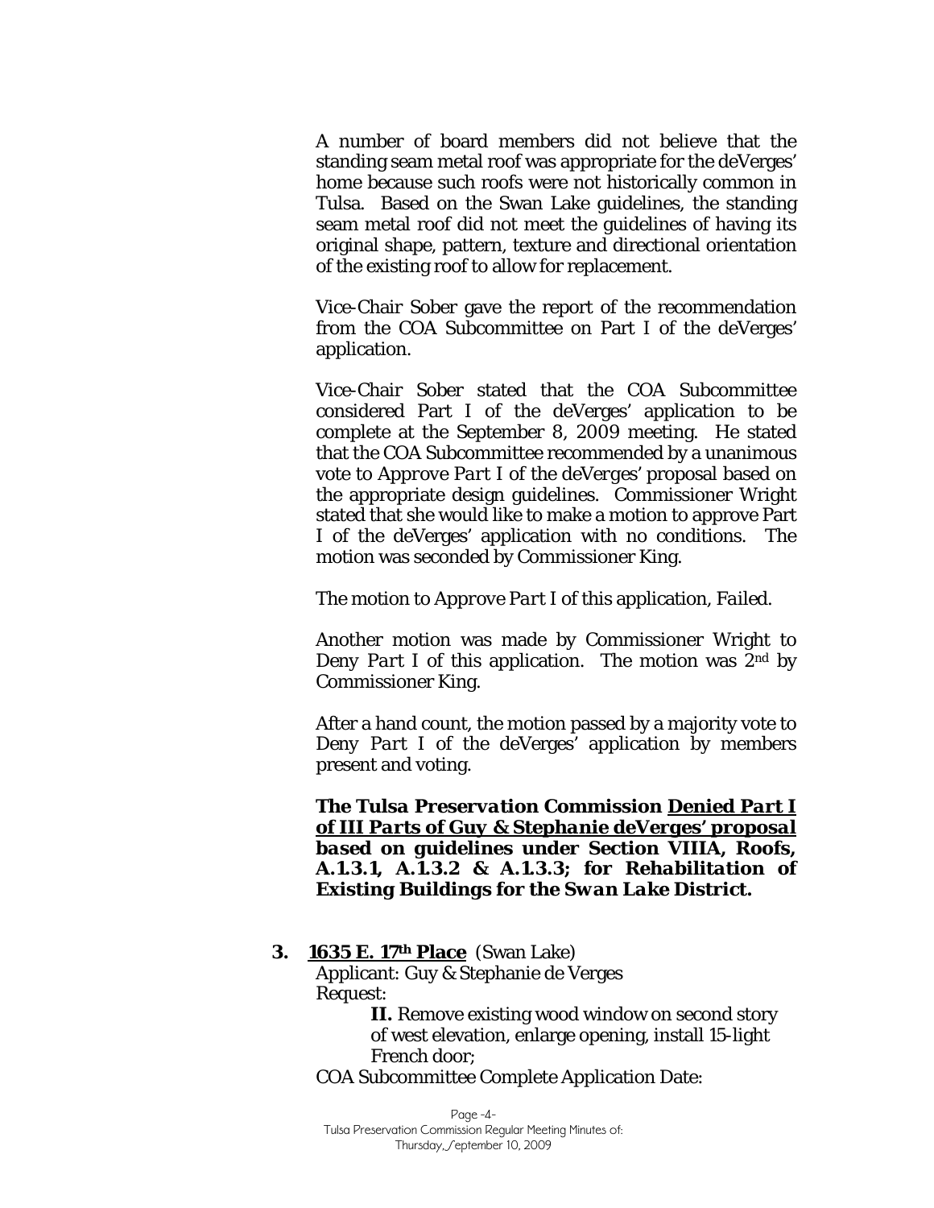A number of board members did not believe that the standing seam metal roof was appropriate for the deVerges' home because such roofs were not historically common in Tulsa. Based on the Swan Lake guidelines, the standing seam metal roof did not meet the guidelines of having its original shape, pattern, texture and directional orientation of the existing roof to allow for replacement.

Vice-Chair Sober gave the report of the recommendation from the COA Subcommittee on Part I of the deVerges' application.

Vice-Chair Sober stated that the COA Subcommittee considered Part I of the deVerges' application to be complete at the September 8, 2009 meeting. He stated that the COA Subcommittee recommended by a unanimous vote to *Approve Part I* of the deVerges' proposal based on the appropriate design guidelines. Commissioner Wright stated that she would like to make a motion to approve Part I of the deVerges' application with no conditions. The motion was seconded by Commissioner King.

The motion to *Approve Part I* of this application, *Failed*.

Another motion was made by Commissioner Wright to *Deny Part I* of this application. The motion was 2nd by Commissioner King.

After a hand count, the motion passed by a majority vote to *Deny Part I* of the deVerges' application by members present and voting.

***The Tulsa Preservation Commission <u>Denied Part I of III Parts of Guy & Stephanie deVerges' proposal</u> based on guidelines under Section VIIIA, Roofs, A.1.3.1, A.1.3.2 & A.1.3.3; for Rehabilitation of Existing Buildings for the Swan Lake District.***

**3. <u>1635 E. 17th Place</u>** (Swan Lake)
Applicant: Guy & Stephanie de Verges
Request:

**II.** Remove existing wood window on second story of west elevation, enlarge opening, install 15-light French door;

COA Subcommittee Complete Application Date: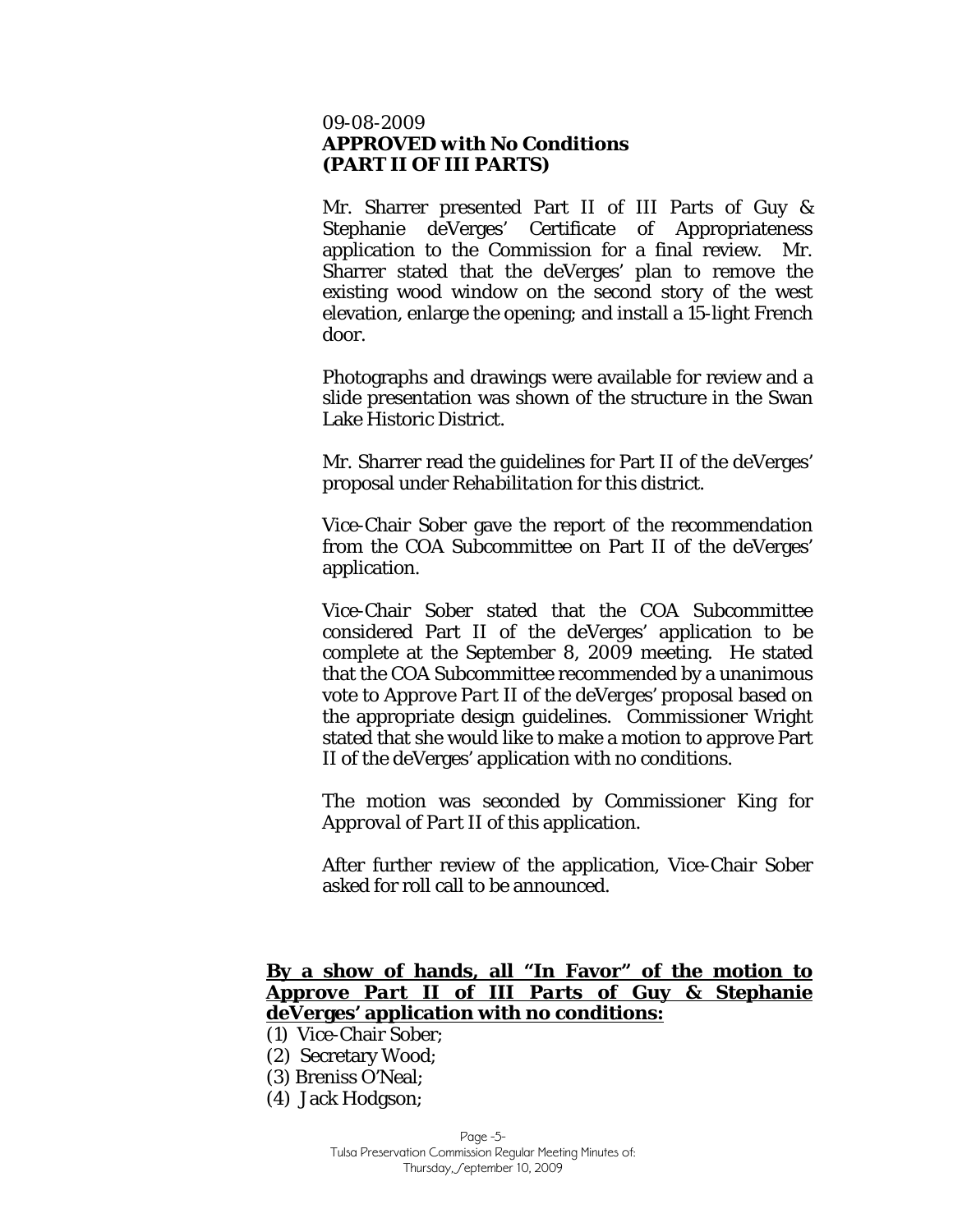09-08-2009
***APPROVED with No Conditions***
**(PART II OF III PARTS)**

Mr. Sharrer presented Part II of III Parts of Guy & Stephanie deVerges' Certificate of Appropriateness application to the Commission for a final review. Mr. Sharrer stated that the deVerges' plan to remove the existing wood window on the second story of the west elevation, enlarge the opening; and install a 15-light French door.

Photographs and drawings were available for review and a slide presentation was shown of the structure in the Swan Lake Historic District.

Mr. Sharrer read the guidelines for Part II of the deVerges' proposal under *Rehabilitation* for this district.

Vice-Chair Sober gave the report of the recommendation from the COA Subcommittee on Part II of the deVerges' application.

Vice-Chair Sober stated that the COA Subcommittee considered Part II of the deVerges' application to be complete at the September 8, 2009 meeting. He stated that the COA Subcommittee recommended by a unanimous vote to *Approve Part II* of the deVerges' proposal based on the appropriate design guidelines. Commissioner Wright stated that she would like to make a motion to approve Part II of the deVerges' application with no conditions.

The motion was seconded by Commissioner King for *Approval of Part II* of this application.

After further review of the application, Vice-Chair Sober asked for roll call to be announced.

**By a show of hands, all "In Favor" of the motion to *Approve Part II of III Parts* of Guy & Stephanie deVerges' application with no conditions:**

(1) Vice-Chair Sober;
(2) Secretary Wood;
(3) Breniss O'Neal;
(4) Jack Hodgson;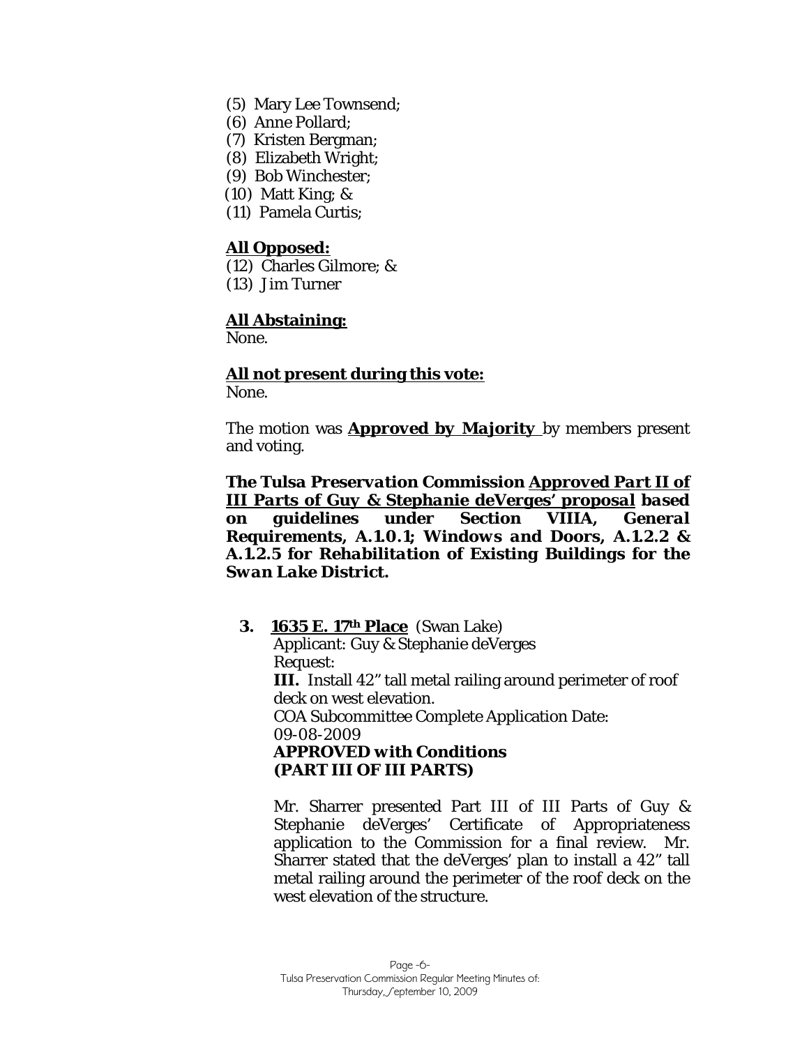(5) Mary Lee Townsend;
(6) Anne Pollard;
(7) Kristen Bergman;
(8) Elizabeth Wright;
(9) Bob Winchester;
(10) Matt King; &
(11) Pamela Curtis;

**All Opposed:**
(12) Charles Gilmore; &
(13) Jim Turner

**All Abstaining:**
None.

**All not present during this vote:**
None.

The motion was **Approved by Majority** by members present and voting.

***The Tulsa Preservation Commission Approved Part II of III Parts of Guy & Stephanie deVerges' proposal based on guidelines under Section VIIIA, General Requirements, A.1.0.1; Windows and Doors, A.1.2.2 & A.1.2.5 for Rehabilitation of Existing Buildings for the Swan Lake District.***

**3. 1635 E. 17th Place** (Swan Lake)
Applicant: Guy & Stephanie deVerges
Request:
**III.** Install 42" tall metal railing around perimeter of roof deck on west elevation.
COA Subcommittee Complete Application Date: 09-08-2009
**APPROVED with Conditions**
**(PART III OF III PARTS)**

Mr. Sharrer presented Part III of III Parts of Guy & Stephanie deVerges' Certificate of Appropriateness application to the Commission for a final review. Mr. Sharrer stated that the deVerges' plan to install a 42" tall metal railing around the perimeter of the roof deck on the west elevation of the structure.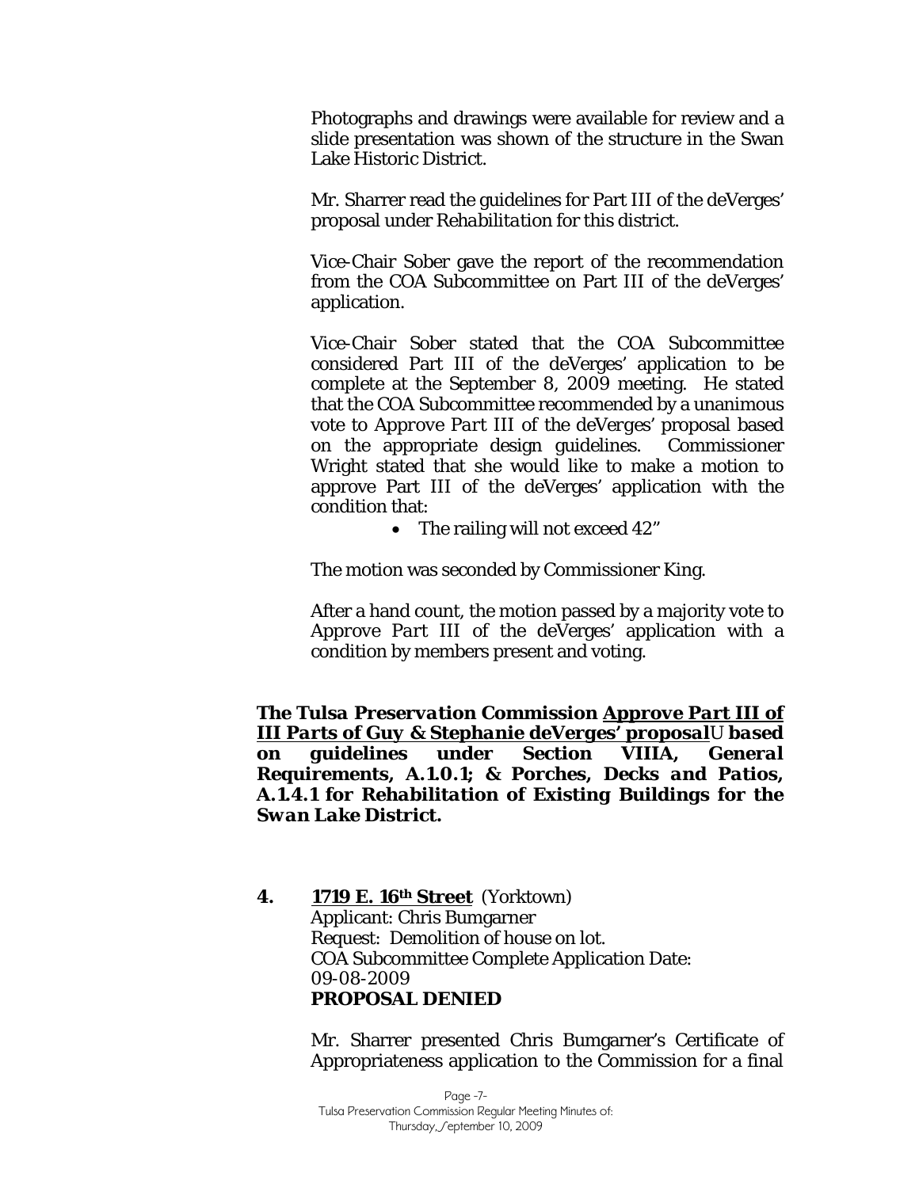Photographs and drawings were available for review and a slide presentation was shown of the structure in the Swan Lake Historic District.

Mr. Sharrer read the guidelines for Part III of the deVerges' proposal under *Rehabilitation* for this district.

Vice-Chair Sober gave the report of the recommendation from the COA Subcommittee on Part III of the deVerges' application.

Vice-Chair Sober stated that the COA Subcommittee considered Part III of the deVerges' application to be complete at the September 8, 2009 meeting. He stated that the COA Subcommittee recommended by a unanimous vote to *Approve Part III* of the deVerges' proposal based on the appropriate design guidelines. Commissioner Wright stated that she would like to make a motion to approve Part III of the deVerges' application with the condition that:

- The railing will not exceed 42"

The motion was seconded by Commissioner King.

After a hand count, the motion passed by a majority vote to *Approve Part III* of the deVerges' application with a condition by members present and voting.

***The Tulsa Preservation Commission <u>Approve Part III of III Parts of Guy & Stephanie deVerges' proposal</u>U based on guidelines under Section VIIIA, General Requirements, A.1.0.1; & Porches, Decks and Patios, A.1.4.1 for Rehabilitation of Existing Buildings for the Swan Lake District.***

**4. <u>1719 E. 16th Street</u>** (Yorktown)
Applicant: Chris Bumgarner
Request: Demolition of house on lot.
COA Subcommittee Complete Application Date: 09-08-2009
**PROPOSAL DENIED**

Mr. Sharrer presented Chris Bumgarner's Certificate of Appropriateness application to the Commission for a final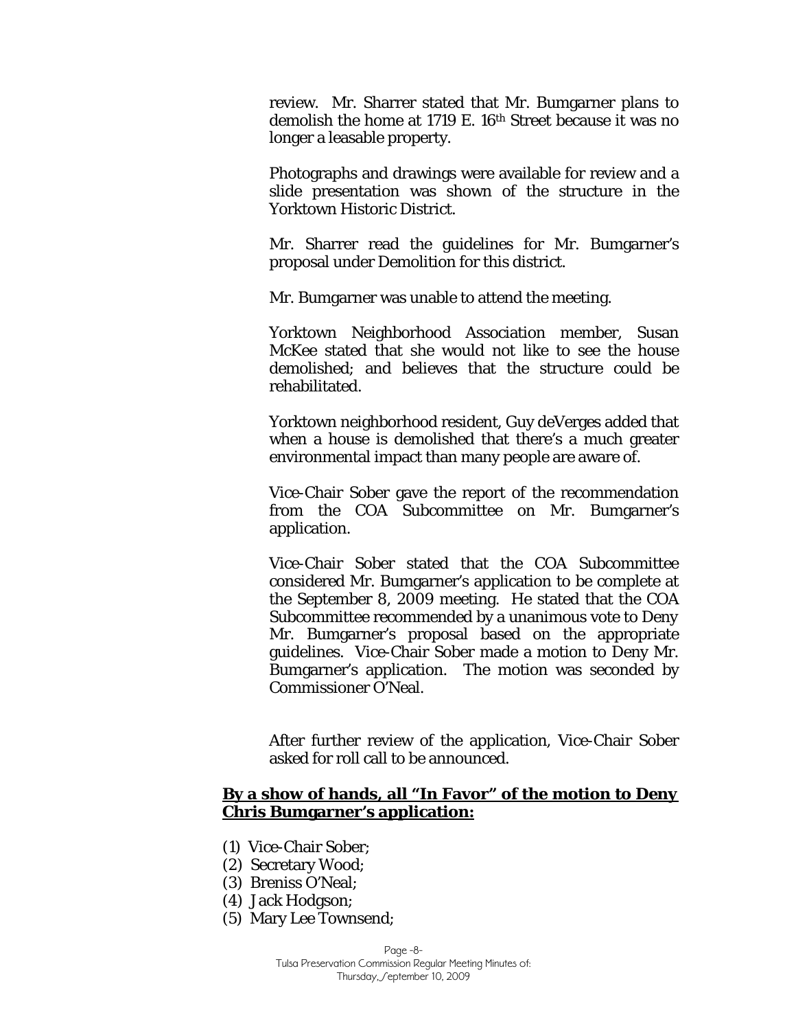review. Mr. Sharrer stated that Mr. Bumgarner plans to demolish the home at 1719 E. 16th Street because it was no longer a leasable property.

Photographs and drawings were available for review and a slide presentation was shown of the structure in the Yorktown Historic District.

Mr. Sharrer read the guidelines for Mr. Bumgarner's proposal under Demolition for this district.

Mr. Bumgarner was unable to attend the meeting.

Yorktown Neighborhood Association member, Susan McKee stated that she would not like to see the house demolished; and believes that the structure could be rehabilitated.

Yorktown neighborhood resident, Guy deVerges added that when a house is demolished that there's a much greater environmental impact than many people are aware of.

Vice-Chair Sober gave the report of the recommendation from the COA Subcommittee on Mr. Bumgarner's application.

Vice-Chair Sober stated that the COA Subcommittee considered Mr. Bumgarner's application to be complete at the September 8, 2009 meeting. He stated that the COA Subcommittee recommended by a unanimous vote to Deny Mr. Bumgarner's proposal based on the appropriate guidelines. Vice-Chair Sober made a motion to Deny Mr. Bumgarner's application. The motion was seconded by Commissioner O'Neal.

After further review of the application, Vice-Chair Sober asked for roll call to be announced.

**By a show of hands, all "In Favor" of the motion to Deny Chris Bumgarner's application:**

(1) Vice-Chair Sober;
(2) Secretary Wood;
(3) Breniss O'Neal;
(4) Jack Hodgson;
(5) Mary Lee Townsend;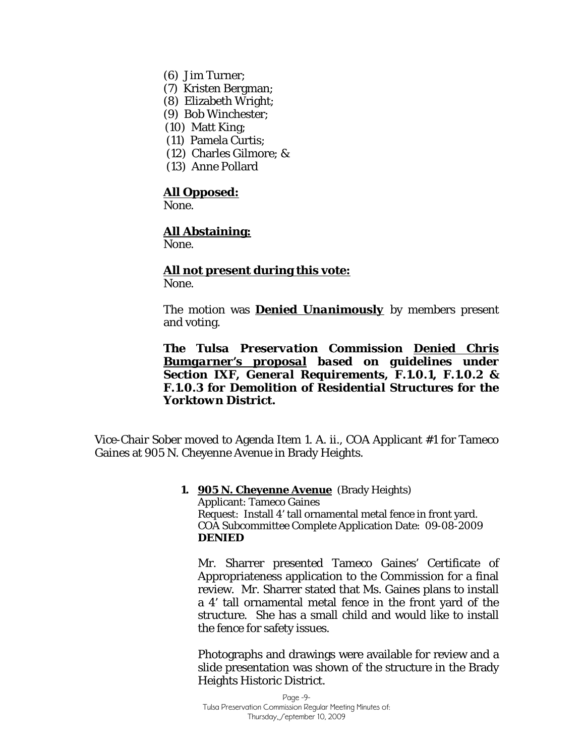(6) Jim Turner;
(7) Kristen Bergman;
(8) Elizabeth Wright;
(9) Bob Winchester;
(10) Matt King;
(11) Pamela Curtis;
(12) Charles Gilmore; &
(13) Anne Pollard

**All Opposed:**
None.

**All Abstaining:**
None.

**All not present during this vote:**
None.

The motion was ***Denied Unanimously*** by members present and voting.

***The Tulsa Preservation Commission Denied Chris Bumgarner's proposal based on guidelines under Section IXF, General Requirements, F.1.0.1, F.1.0.2 & F.1.0.3 for Demolition of Residential Structures for the Yorktown District.***

Vice-Chair Sober moved to Agenda Item 1. A. ii., COA Applicant #1 for Tameco Gaines at 905 N. Cheyenne Avenue in Brady Heights.

**1. 905 N. Cheyenne Avenue** (Brady Heights)
Applicant: Tameco Gaines
Request: Install 4' tall ornamental metal fence in front yard.
COA Subcommittee Complete Application Date: 09-08-2009
**DENIED**

Mr. Sharrer presented Tameco Gaines' Certificate of Appropriateness application to the Commission for a final review. Mr. Sharrer stated that Ms. Gaines plans to install a 4' tall ornamental metal fence in the front yard of the structure. She has a small child and would like to install the fence for safety issues.

Photographs and drawings were available for review and a slide presentation was shown of the structure in the Brady Heights Historic District.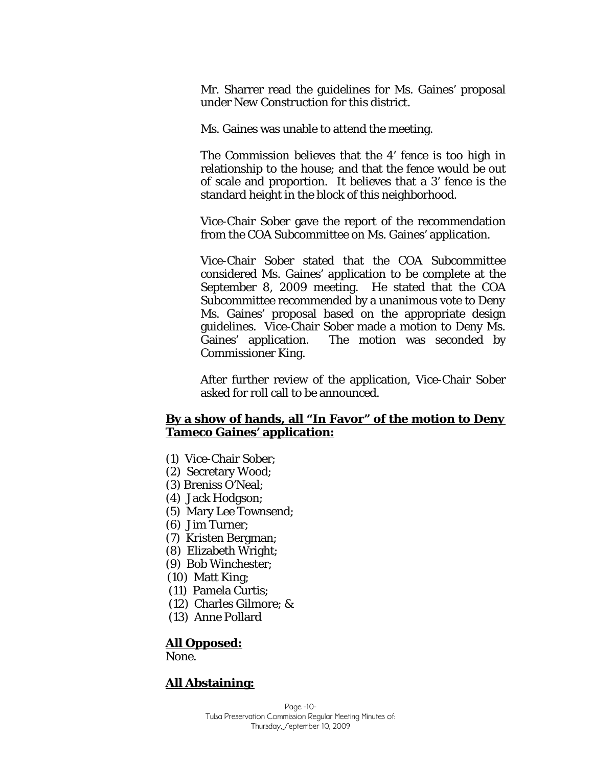Mr. Sharrer read the guidelines for Ms. Gaines' proposal under New Construction for this district.

Ms. Gaines was unable to attend the meeting.

The Commission believes that the 4' fence is too high in relationship to the house; and that the fence would be out of scale and proportion. It believes that a 3' fence is the standard height in the block of this neighborhood.

Vice-Chair Sober gave the report of the recommendation from the COA Subcommittee on Ms. Gaines' application.

Vice-Chair Sober stated that the COA Subcommittee considered Ms. Gaines' application to be complete at the September 8, 2009 meeting. He stated that the COA Subcommittee recommended by a unanimous vote to Deny Ms. Gaines' proposal based on the appropriate design guidelines. Vice-Chair Sober made a motion to Deny Ms. Gaines' application. The motion was seconded by Commissioner King.

After further review of the application, Vice-Chair Sober asked for roll call to be announced.

**By a show of hands, all "In Favor" of the motion to Deny Tameco Gaines' application:**

(1) Vice-Chair Sober;
(2) Secretary Wood;
(3) Breniss O'Neal;
(4) Jack Hodgson;
(5) Mary Lee Townsend;
(6) Jim Turner;
(7) Kristen Bergman;
(8) Elizabeth Wright;
(9) Bob Winchester;
(10) Matt King;
(11) Pamela Curtis;
(12) Charles Gilmore; &
(13) Anne Pollard

**All Opposed:**
None.

**All Abstaining:**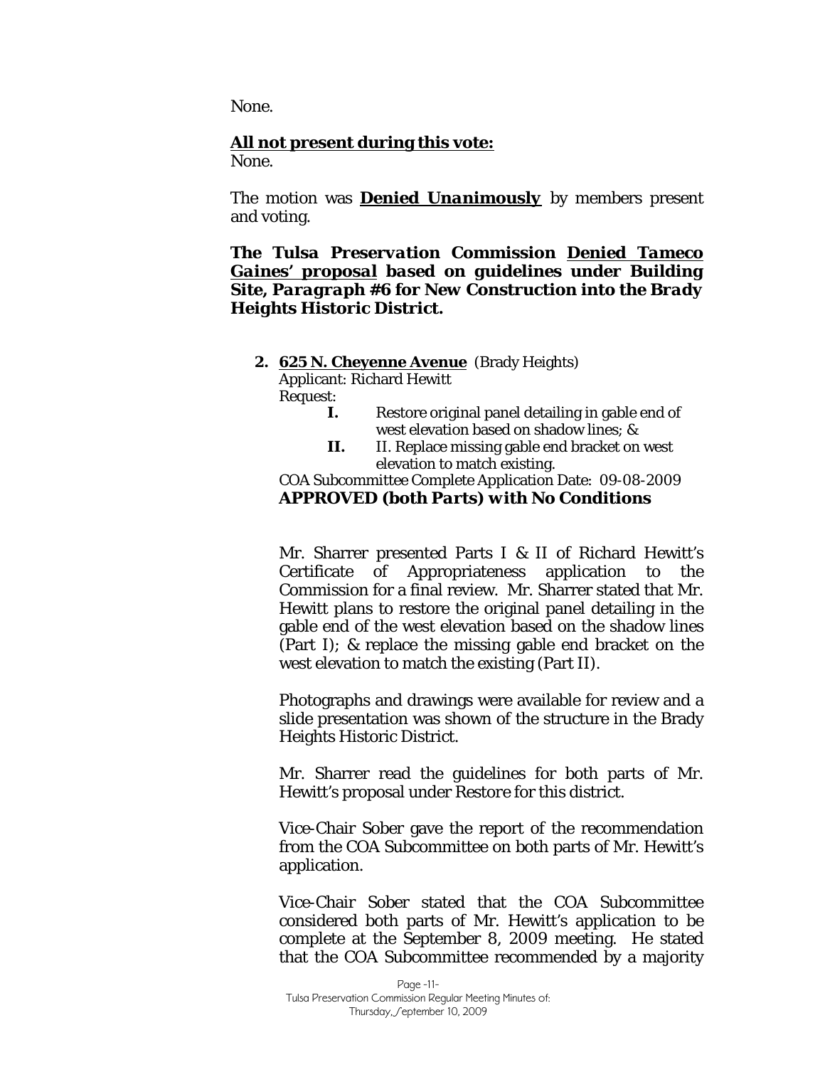None.

**All not present during this vote:**
None.

The motion was ***Denied Unanimously*** by members present and voting.

***The Tulsa Preservation Commission Denied Tameco Gaines' proposal based on guidelines under Building Site, Paragraph #6 for New Construction into the Brady Heights Historic District.***

2. **625 N. Cheyenne Avenue** (Brady Heights)
   Applicant: Richard Hewitt
   Request:
   - **I.** Restore original panel detailing in gable end of west elevation based on shadow lines; &
   - **II.** II. Replace missing gable end bracket on west elevation to match existing.

   COA Subcommittee Complete Application Date: 09-08-2009
   ***APPROVED (both Parts) with No Conditions***

   Mr. Sharrer presented Parts I & II of Richard Hewitt's Certificate of Appropriateness application to the Commission for a final review. Mr. Sharrer stated that Mr. Hewitt plans to restore the original panel detailing in the gable end of the west elevation based on the shadow lines (Part I); & replace the missing gable end bracket on the west elevation to match the existing (Part II).

   Photographs and drawings were available for review and a slide presentation was shown of the structure in the Brady Heights Historic District.

   Mr. Sharrer read the guidelines for both parts of Mr. Hewitt's proposal under *Restore* for this district.

   Vice-Chair Sober gave the report of the recommendation from the COA Subcommittee on both parts of Mr. Hewitt's application.

   Vice-Chair Sober stated that the COA Subcommittee considered both parts of Mr. Hewitt's application to be complete at the September 8, 2009 meeting. He stated that the COA Subcommittee recommended by a majority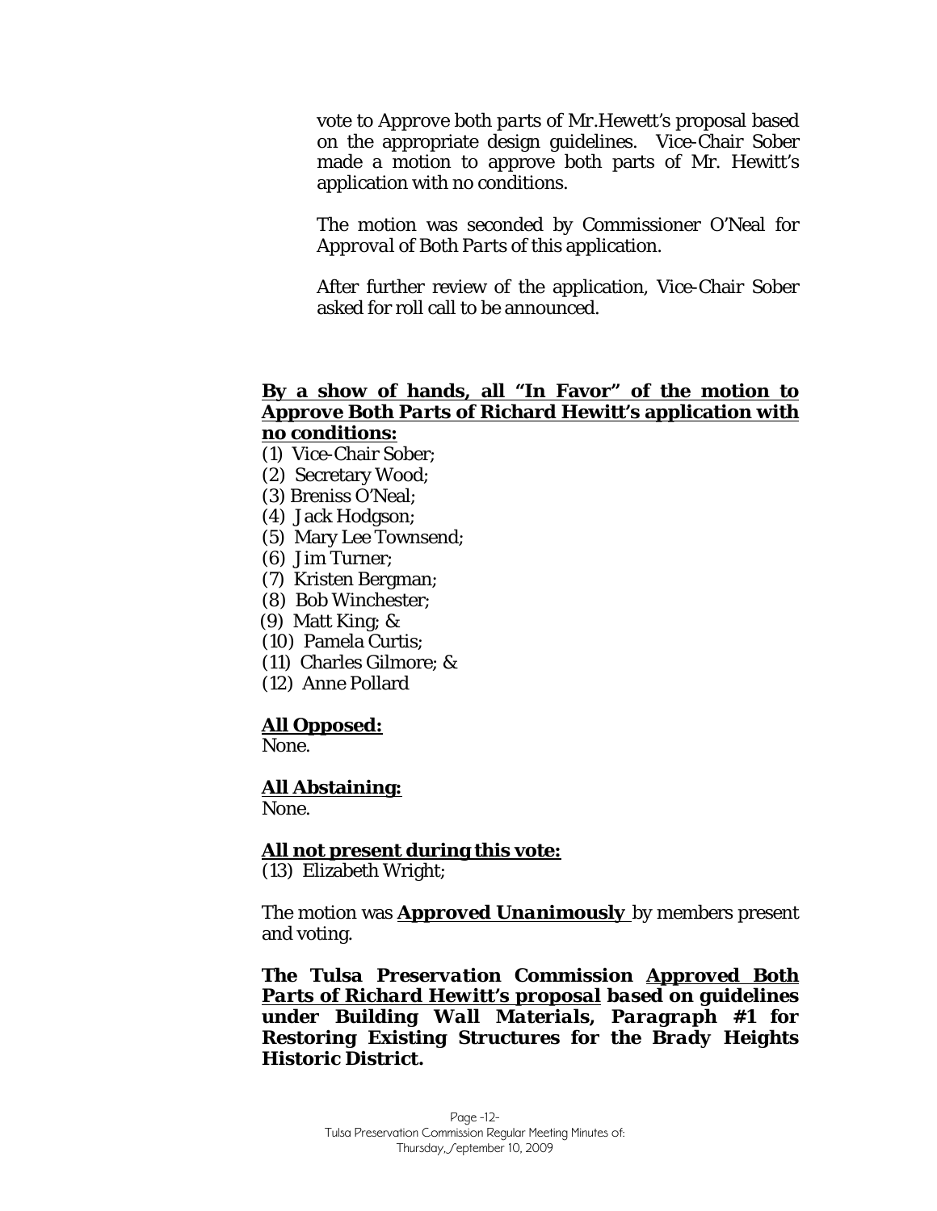vote to *Approve* both *parts* of Mr.Hewett's proposal based on the appropriate design guidelines. Vice-Chair Sober made a motion to approve both parts of Mr. Hewitt's application with no conditions.

The motion was seconded by Commissioner O'Neal for *Approval of Both Parts* of this application.

After further review of the application, Vice-Chair Sober asked for roll call to be announced.

**By a show of hands, all "In Favor" of the motion to *Approve Both Parts* of Richard Hewitt's application with no conditions:**

(1) Vice-Chair Sober;
(2) Secretary Wood;
(3) Breniss O'Neal;
(4) Jack Hodgson;
(5) Mary Lee Townsend;
(6) Jim Turner;
(7) Kristen Bergman;
(8) Bob Winchester;
(9) Matt King; &
(10) Pamela Curtis;
(11) Charles Gilmore; &
(12) Anne Pollard

**All Opposed:**
None.

**All Abstaining:**
None.

**All not present during this vote:**
(13) Elizabeth Wright;

The motion was ***Approved Unanimously*** by members present and voting.

***The Tulsa Preservation Commission Approved Both Parts of Richard Hewitt's proposal based on guidelines under Building Wall Materials, Paragraph #1 for Restoring Existing Structures for the Brady Heights Historic District.***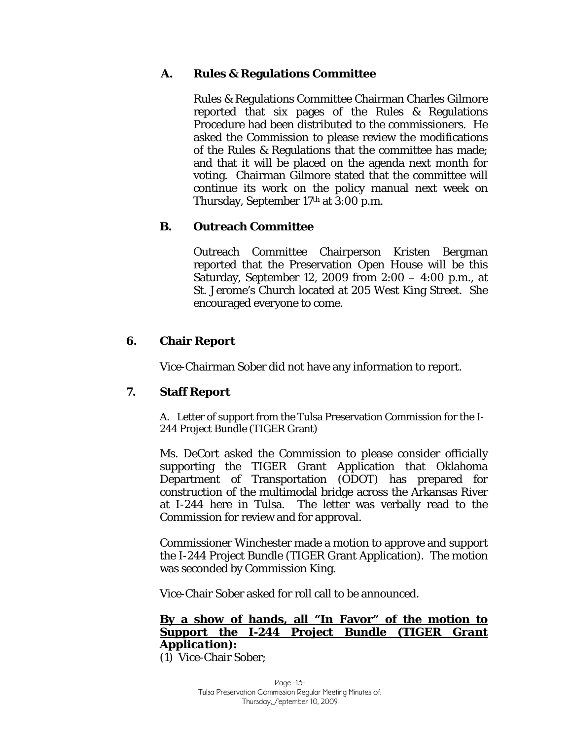### A. Rules & Regulations Committee

Rules & Regulations Committee Chairman Charles Gilmore reported that six pages of the Rules & Regulations Procedure had been distributed to the commissioners. He asked the Commission to please review the modifications of the Rules & Regulations that the committee has made; and that it will be placed on the agenda next month for voting. Chairman Gilmore stated that the committee will continue its work on the policy manual next week on Thursday, September 17th at 3:00 p.m.

### B. Outreach Committee

Outreach Committee Chairperson Kristen Bergman reported that the Preservation Open House will be this Saturday, September 12, 2009 from 2:00 – 4:00 p.m., at St. Jerome's Church located at 205 West King Street. She encouraged everyone to come.

## 6. Chair Report

Vice-Chairman Sober did not have any information to report.

## 7. Staff Report

A. Letter of support from the Tulsa Preservation Commission for the I-244 Project Bundle (TIGER Grant)

Ms. DeCort asked the Commission to please consider officially supporting the TIGER Grant Application that Oklahoma Department of Transportation (ODOT) has prepared for construction of the multimodal bridge across the Arkansas River at I-244 here in Tulsa. The letter was verbally read to the Commission for review and for approval.

Commissioner Winchester made a motion to approve and support the I-244 Project Bundle (TIGER Grant Application). The motion was seconded by Commission King.

Vice-Chair Sober asked for roll call to be announced.

**By a show of hands, all "In Favor" of the motion to Support the I-244 Project Bundle (*TIGER Grant Application*):**

(1) Vice-Chair Sober;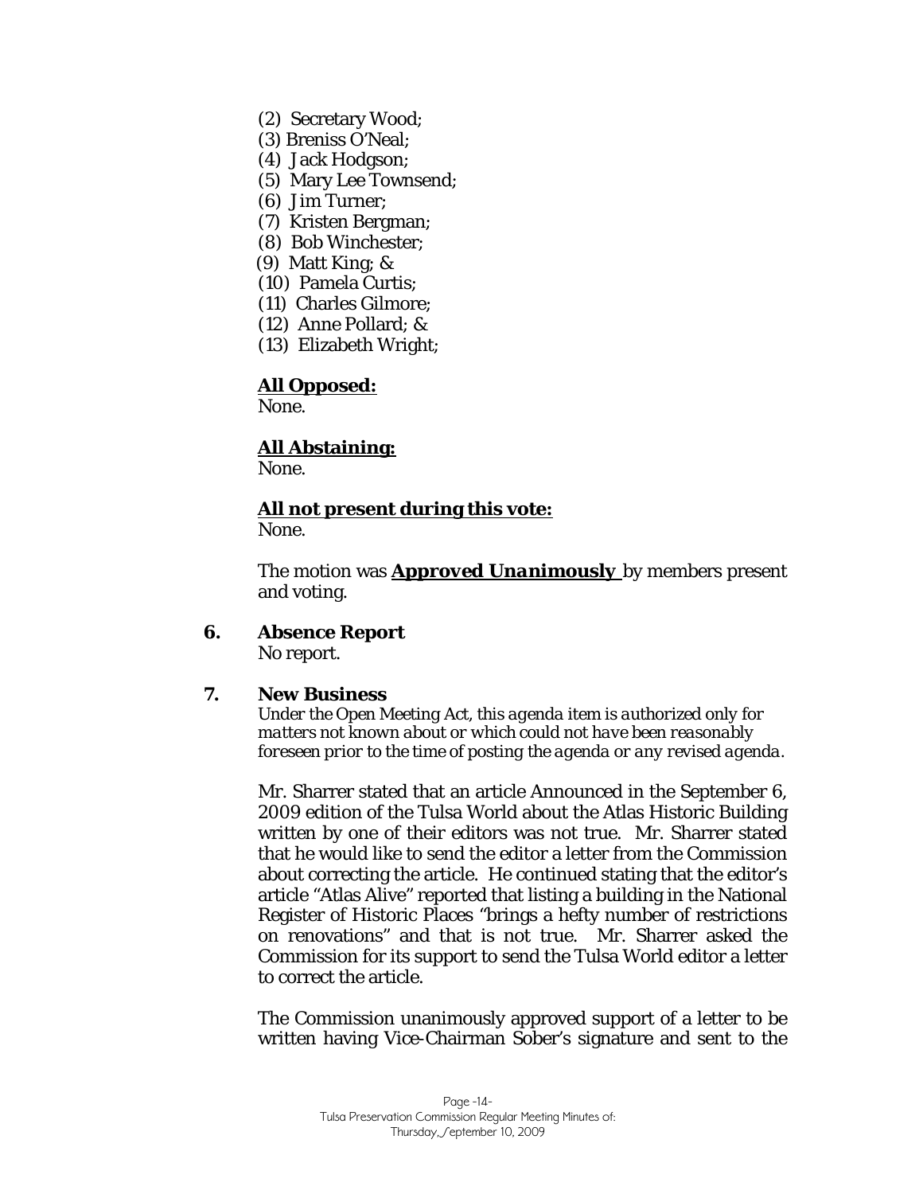(2) Secretary Wood;
(3) Breniss O'Neal;
(4) Jack Hodgson;
(5) Mary Lee Townsend;
(6) Jim Turner;
(7) Kristen Bergman;
(8) Bob Winchester;
(9) Matt King; &
(10) Pamela Curtis;
(11) Charles Gilmore;
(12) Anne Pollard; &
(13) Elizabeth Wright;

**All Opposed:**
None.

**All Abstaining:**
None.

**All not present during this vote:**
None.

The motion was ***Approved Unanimously*** by members present and voting.

**6. Absence Report**

No report.

**7. New Business**

*Under the Open Meeting Act, this agenda item is authorized only for matters not known about or which could not have been reasonably foreseen prior to the time of posting the agenda or any revised agenda.*

Mr. Sharrer stated that an article Announced in the September 6, 2009 edition of the Tulsa World about the Atlas Historic Building written by one of their editors was not true. Mr. Sharrer stated that he would like to send the editor a letter from the Commission about correcting the article. He continued stating that the editor's article "Atlas Alive" reported that listing a building in the National Register of Historic Places "brings a hefty number of restrictions on renovations" and that is not true. Mr. Sharrer asked the Commission for its support to send the Tulsa World editor a letter to correct the article.

The Commission unanimously approved support of a letter to be written having Vice-Chairman Sober's signature and sent to the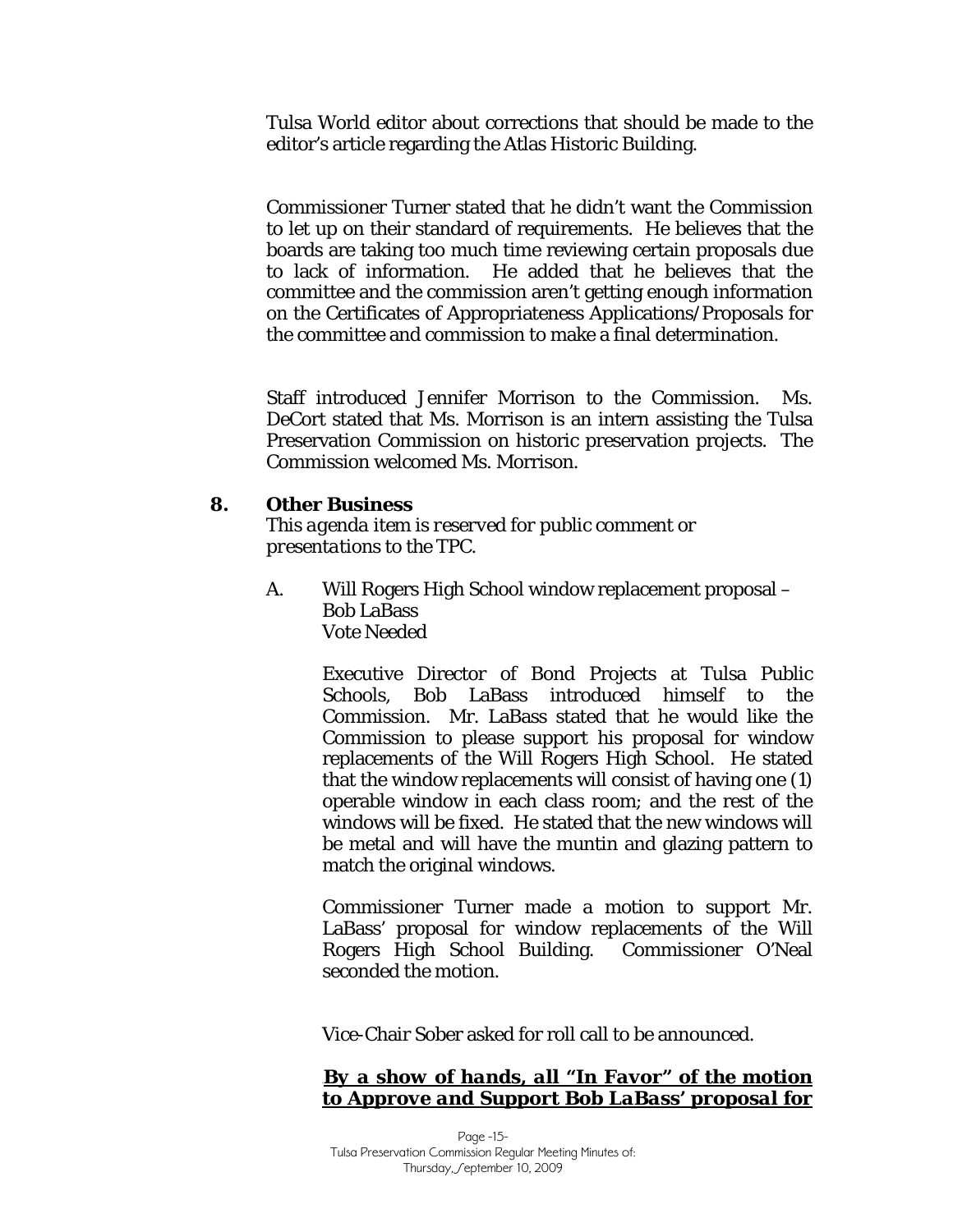Tulsa World editor about corrections that should be made to the editor's article regarding the Atlas Historic Building.

Commissioner Turner stated that he didn't want the Commission to let up on their standard of requirements. He believes that the boards are taking too much time reviewing certain proposals due to lack of information. He added that he believes that the committee and the commission aren't getting enough information on the Certificates of Appropriateness Applications/Proposals for the committee and commission to make a final determination.

Staff introduced Jennifer Morrison to the Commission. Ms. DeCort stated that Ms. Morrison is an intern assisting the Tulsa Preservation Commission on historic preservation projects. The Commission welcomed Ms. Morrison.

## 8. Other Business

*This agenda item is reserved for public comment or presentations to the TPC.*

A. Will Rogers High School window replacement proposal – Bob LaBass
Vote Needed

Executive Director of Bond Projects at Tulsa Public Schools, Bob LaBass introduced himself to the Commission. Mr. LaBass stated that he would like the Commission to please support his proposal for window replacements of the Will Rogers High School. He stated that the window replacements will consist of having one (1) operable window in each class room; and the rest of the windows will be fixed. He stated that the new windows will be metal and will have the muntin and glazing pattern to match the original windows.

Commissioner Turner made a motion to support Mr. LaBass' proposal for window replacements of the Will Rogers High School Building. Commissioner O'Neal seconded the motion.

Vice-Chair Sober asked for roll call to be announced.

***By a show of hands, all "In Favor" of the motion to Approve and Support Bob LaBass' proposal for***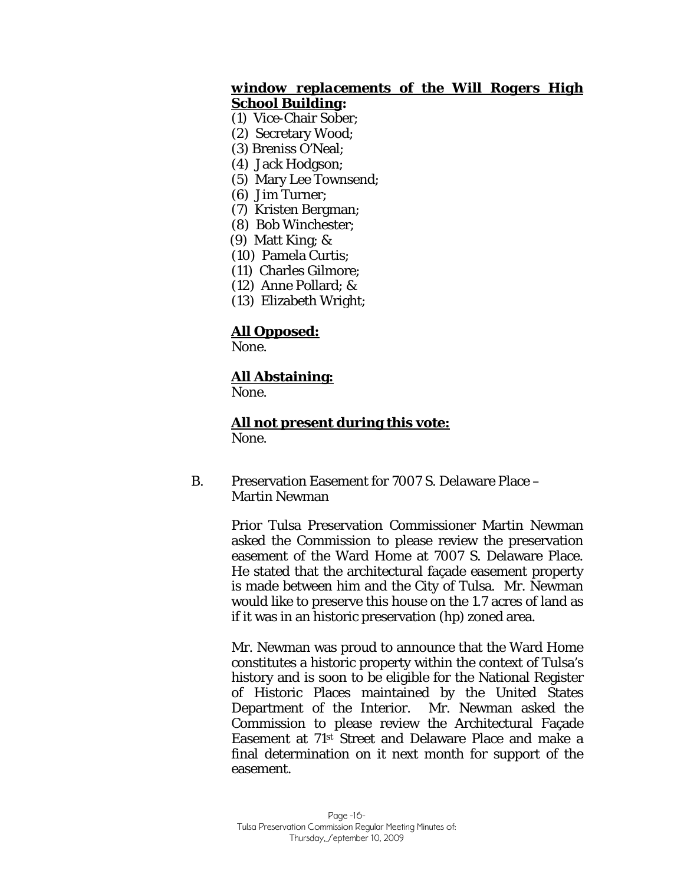**window replacements of the Will Rogers High School Building:**

(1) Vice-Chair Sober;
(2) Secretary Wood;
(3) Breniss O'Neal;
(4) Jack Hodgson;
(5) Mary Lee Townsend;
(6) Jim Turner;
(7) Kristen Bergman;
(8) Bob Winchester;
(9) Matt King; &
(10) Pamela Curtis;
(11) Charles Gilmore;
(12) Anne Pollard; &
(13) Elizabeth Wright;

**All Opposed:**
None.

**All Abstaining:**
None.

**All not present during this vote:**
None.

B. Preservation Easement for 7007 S. Delaware Place – Martin Newman

Prior Tulsa Preservation Commissioner Martin Newman asked the Commission to please review the preservation easement of the Ward Home at 7007 S. Delaware Place. He stated that the architectural façade easement property is made between him and the City of Tulsa. Mr. Newman would like to preserve this house on the 1.7 acres of land as if it was in an historic preservation (hp) zoned area.

Mr. Newman was proud to announce that the Ward Home constitutes a historic property within the context of Tulsa's history and is soon to be eligible for the National Register of Historic Places maintained by the United States Department of the Interior. Mr. Newman asked the Commission to please review the Architectural Façade Easement at 71st Street and Delaware Place and make a final determination on it next month for support of the easement.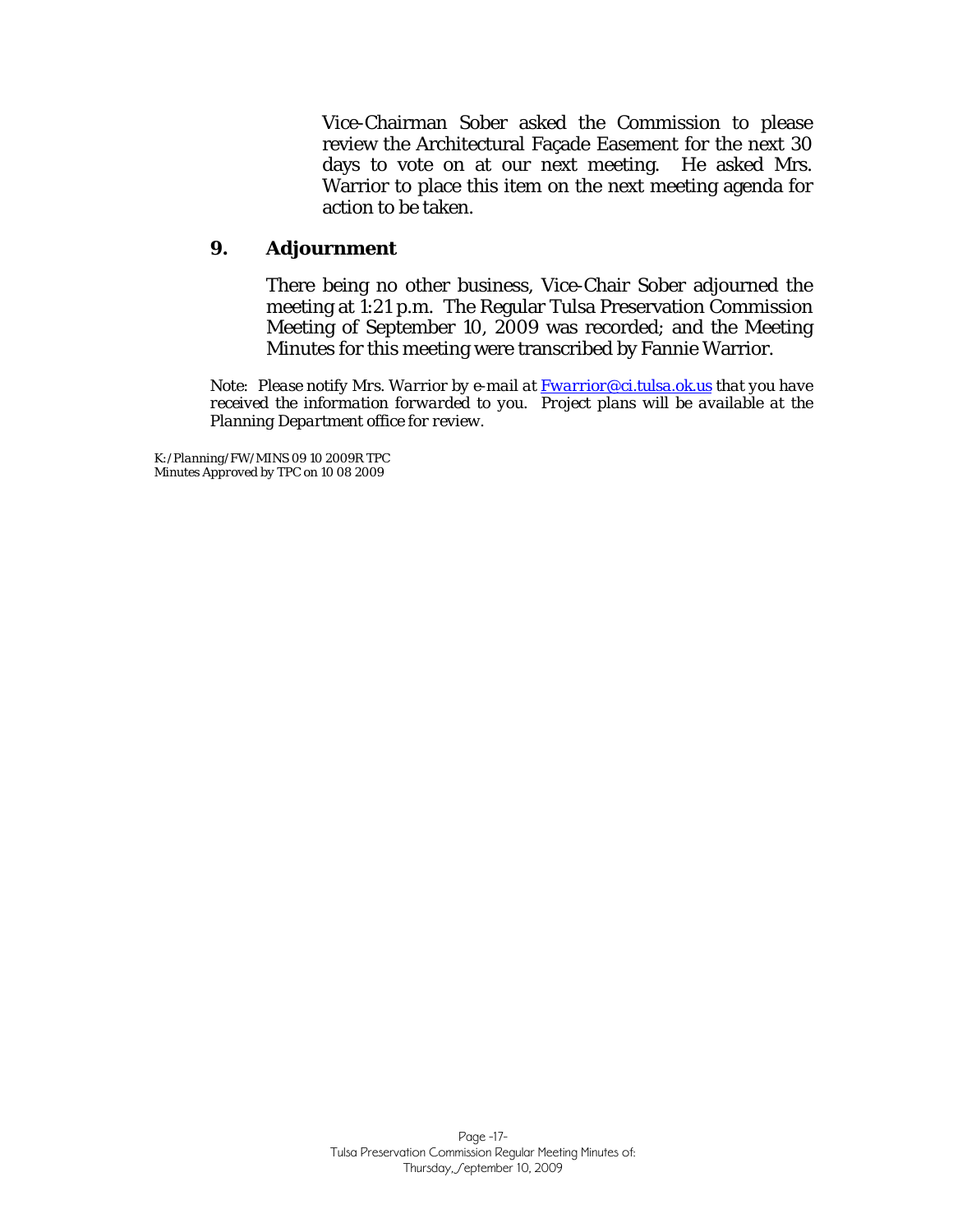Vice-Chairman Sober asked the Commission to please review the Architectural Façade Easement for the next 30 days to vote on at our next meeting. He asked Mrs. Warrior to place this item on the next meeting agenda for action to be taken.

## 9. Adjournment

There being no other business, Vice-Chair Sober adjourned the meeting at 1:21 p.m. The Regular Tulsa Preservation Commission Meeting of September 10, 2009 was recorded; and the Meeting Minutes for this meeting were transcribed by Fannie Warrior.

*Note: Please notify Mrs. Warrior by e-mail at [Fwarrior@ci.tulsa.ok.us](mailto:Fwarrior@ci.tulsa.ok.us) that you have received the information forwarded to you. Project plans will be available at the Planning Department office for review.*

*K:/Planning/FW/MINS 09 10 2009R TPC*
*Minutes Approved by TPC on 10 08 2009*